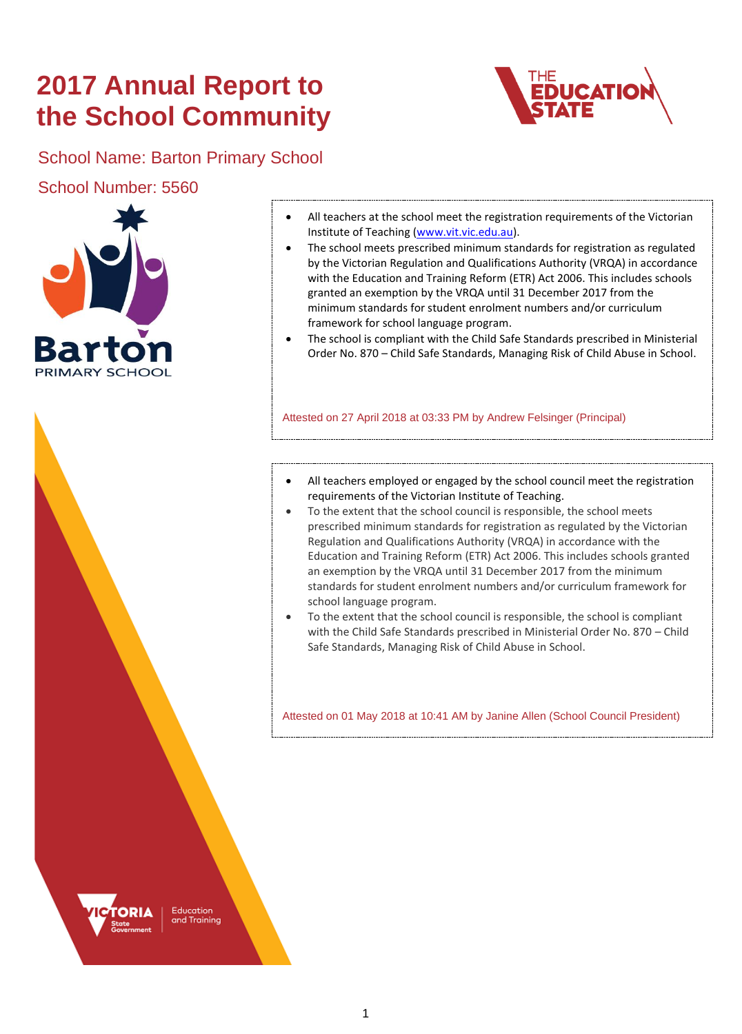# 2017 Annual Report to the School Community

School Name: Barton Primary School

School Number: 5560

- All teachers at the school meet the registration requirements of the Victorian Institute of Teaching (www.vit.vic.edu.au).
- The school meets prescribed minimum standards for registration as regulated by the Victorian Regulation and Qualifications Authority (VRQA) in accordance with the Education and Training Reform (ETR) Act 2006. This includes schools granted an exemption by the VRQA until 31 December 2017 from the minimum standards for student enrolment numbers and/or curriculum framework for school language program.
- The school is compliant with the Child Safe Standards prescribed in Ministerial Order No. 870 – Child Safe Standards, Managing Risk of Child Abuse in School.

Attested on 27 April 2018 at 03:33 PM by Andrew Felsinger (Principal)

- All teachers employed or engaged by the school council meet the registration requirements of the Victorian Institute of Teaching.
- To the extent that the school council is responsible, the school meets prescribed minimum standards for registration as regulated by the Victorian Regulation and Qualifications Authority (VRQA) in accordance with the Education and Training Reform (ETR) Act 2006. This includes schools granted an exemption by the VRQA until 31 December 2017 from the minimum standards for student enrolment numbers and/or curriculum framework for school language program.
- To the extent that the school council is responsible, the school is compliant with the Child Safe Standards prescribed in Ministerial Order No. 870 – Child Safe Standards, Managing Risk of Child Abuse in School.

Attested on 01 May 2018 at 10:41 AM by Janine Allen (School Council President)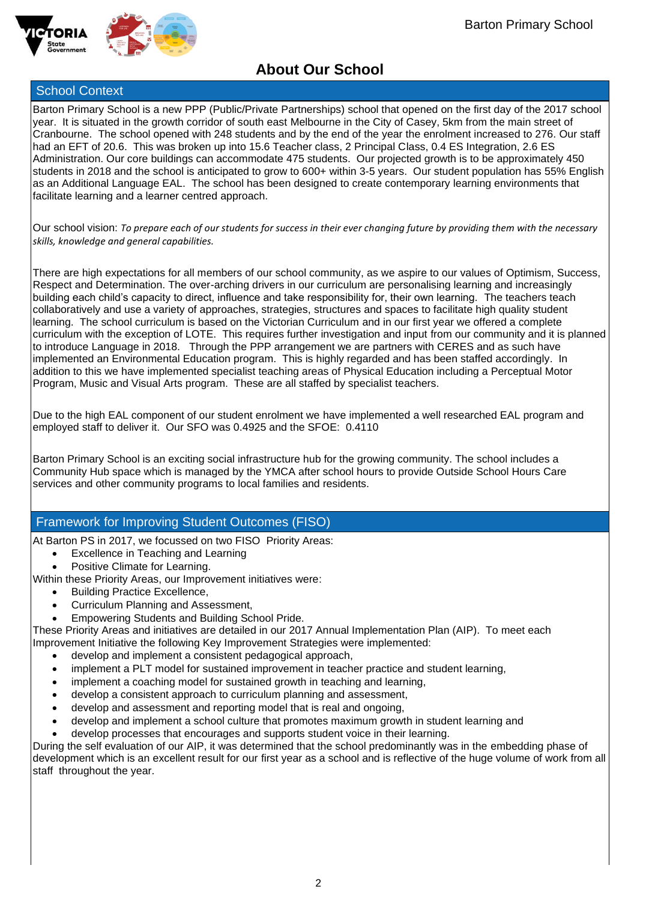# About Our School

## School Context

Barton Primary School is a new PPP (Public/Private Partnerships) school that opened on the first day of the 2017 school year. It is situated in the growth corridor of south east Melbourne in the City of Casey, 5km from the main street of Cranbourne. The school opened with 248 students and by the end of the year the enrolment increased to 276. Our staff had an EFT of 20.6. This was broken up into 15.6 Teacher class, 2 Principal Class, 0.4 ES Integration, 2.6 ES Administration. Our core buildings can accommodate 475 students. Our projected growth is to be approximately 450 students in 2018 and the school is anticipated to grow to 600+ within 3-5 years. Our student population has 55% English as an Additional Language EAL. The school has been designed to create contemporary learning environments that facilitate learning and a learner centred approach.

Our school vision: *To prepare each of our students for success in their ever changing future by providing them with the necessary skills, knowledge and general capabilities.*

There are high expectations for all members of our school community, as we aspire to our values of Optimism, Success, Respect and Determination. The over-arching drivers in our curriculum are personalising learning and increasingly building each child's capacity to direct, influence and take responsibility for, their own learning. The teachers teach collaboratively and use a variety of approaches, strategies, structures and spaces to facilitate high quality student learning. The school curriculum is based on the Victorian Curriculum and in our first year we offered a complete curriculum with the exception of LOTE. This requires further investigation and input from our community and it is planned to introduce Language in 2018. Through the PPP arrangement we are partners with CERES and as such have implemented an Environmental Education program. This is highly regarded and has been staffed accordingly. In addition to this we have implemented specialist teaching areas of Physical Education including a Perceptual Motor Program, Music and Visual Arts program. These are all staffed by specialist teachers.

Due to the high EAL component of our student enrolment we have implemented a well researched EAL program and employed staff to deliver it. Our SFO was 0.4925 and the SFOE: 0.4110

Barton Primary School is an exciting social infrastructure hub for the growing community. The school includes a Community Hub space which is managed by the YMCA after school hours to provide Outside School Hours Care services and other community programs to local families and residents.

## Framework for Improving Student Outcomes (FISO)

At Barton PS in 2017, we focussed on two FISO Priority Areas:

- Excellence in Teaching and Learning
- Positive Climate for Learning.

Within these Priority Areas, our Improvement initiatives were:

- Building Practice Excellence,
- Curriculum Planning and Assessment,
- Empowering Students and Building School Pride.

These Priority Areas and initiatives are detailed in our 2017 Annual Implementation Plan (AIP). To meet each Improvement Initiative the following Key Improvement Strategies were implemented:

- develop and implement a consistent pedagogical approach,
- implement a PLT model for sustained improvement in teacher practice and student learning,
- implement a coaching model for sustained growth in teaching and learning,
- develop a consistent approach to curriculum planning and assessment,
- develop and assessment and reporting model that is real and ongoing,
- develop and implement a school culture that promotes maximum growth in student learning and
- develop processes that encourages and supports student voice in their learning.

During the self evaluation of our AIP, it was determined that the school predominantly was in the embedding phase of development which is an excellent result for our first year as a school and is reflective of the huge volume of work from all staff throughout the year.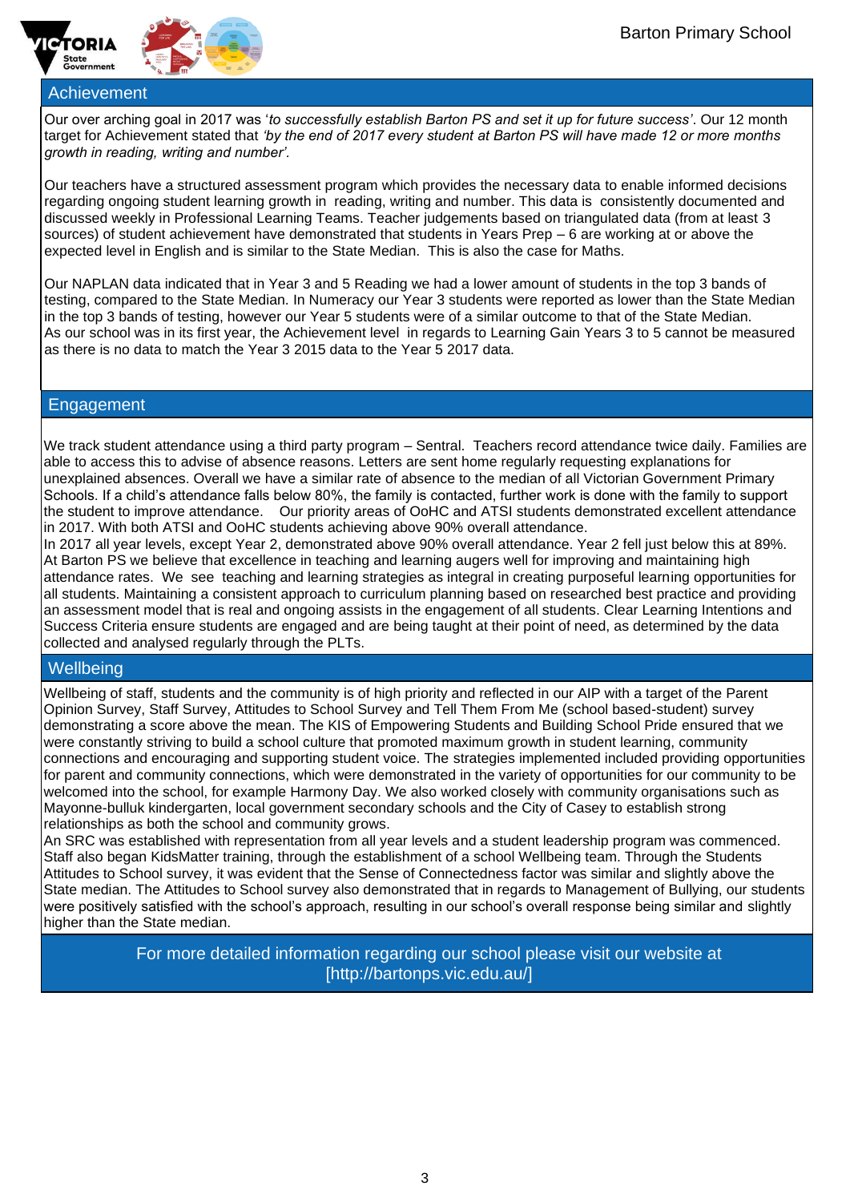## Achievement

Our over arching goal in 2017 was '*to successfully establish Barton PS and set it up for future success'*. Our 12 month target for Achievement stated that *'by the end of 2017 every student at Barton PS will have made 12 or more months growth in reading, writing and number'*.

Our teachers have a structured assessment program which provides the necessary data to enable informed decisions regarding ongoing student learning growth in reading, writing and number. This data is consistently documented and discussed weekly in Professional Learning Teams. Teacher judgements based on triangulated data (from at least 3 sources) of student achievement have demonstrated that students in Years Prep – 6 are working at or above the expected level in English and is similar to the State Median. This is also the case for Maths.

Our NAPLAN data indicated that in Year 3 and 5 Reading we had a lower amount of students in the top 3 bands of testing, compared to the State Median. In Numeracy our Year 3 students were reported as lower than the State Median in the top 3 bands of testing, however our Year 5 students were of a similar outcome to that of the State Median.
As our school was in its first year, the Achievement level in regards to Learning Gain Years 3 to 5 cannot be measured as there is no data to match the Year 3 2015 data to the Year 5 2017 data.

## Engagement

We track student attendance using a third party program – Sentral. Teachers record attendance twice daily. Families are able to access this to advise of absence reasons. Letters are sent home regularly requesting explanations for unexplained absences. Overall we have a similar rate of absence to the median of all Victorian Government Primary Schools. If a child's attendance falls below 80%, the family is contacted, further work is done with the family to support the student to improve attendance. Our priority areas of OoHC and ATSI students demonstrated excellent attendance in 2017. With both ATSI and OoHC students achieving above 90% overall attendance.
In 2017 all year levels, except Year 2, demonstrated above 90% overall attendance. Year 2 fell just below this at 89%.
At Barton PS we believe that excellence in teaching and learning augers well for improving and maintaining high attendance rates. We see teaching and learning strategies as integral in creating purposeful learning opportunities for all students. Maintaining a consistent approach to curriculum planning based on researched best practice and providing an assessment model that is real and ongoing assists in the engagement of all students. Clear Learning Intentions and Success Criteria ensure students are engaged and are being taught at their point of need, as determined by the data collected and analysed regularly through the PLTs.

## Wellbeing

Wellbeing of staff, students and the community is of high priority and reflected in our AIP with a target of the Parent Opinion Survey, Staff Survey, Attitudes to School Survey and Tell Them From Me (school based-student) survey demonstrating a score above the mean. The KIS of Empowering Students and Building School Pride ensured that we were constantly striving to build a school culture that promoted maximum growth in student learning, community connections and encouraging and supporting student voice. The strategies implemented included providing opportunities for parent and community connections, which were demonstrated in the variety of opportunities for our community to be welcomed into the school, for example Harmony Day. We also worked closely with community organisations such as Mayonne-bulluk kindergarten, local government secondary schools and the City of Casey to establish strong relationships as both the school and community grows.
An SRC was established with representation from all year levels and a student leadership program was commenced. Staff also began KidsMatter training, through the establishment of a school Wellbeing team. Through the Students Attitudes to School survey, it was evident that the Sense of Connectedness factor was similar and slightly above the State median. The Attitudes to School survey also demonstrated that in regards to Management of Bullying, our students were positively satisfied with the school's approach, resulting in our school's overall response being similar and slightly higher than the State median.

For more detailed information regarding our school please visit our website at [http://bartonps.vic.edu.au/]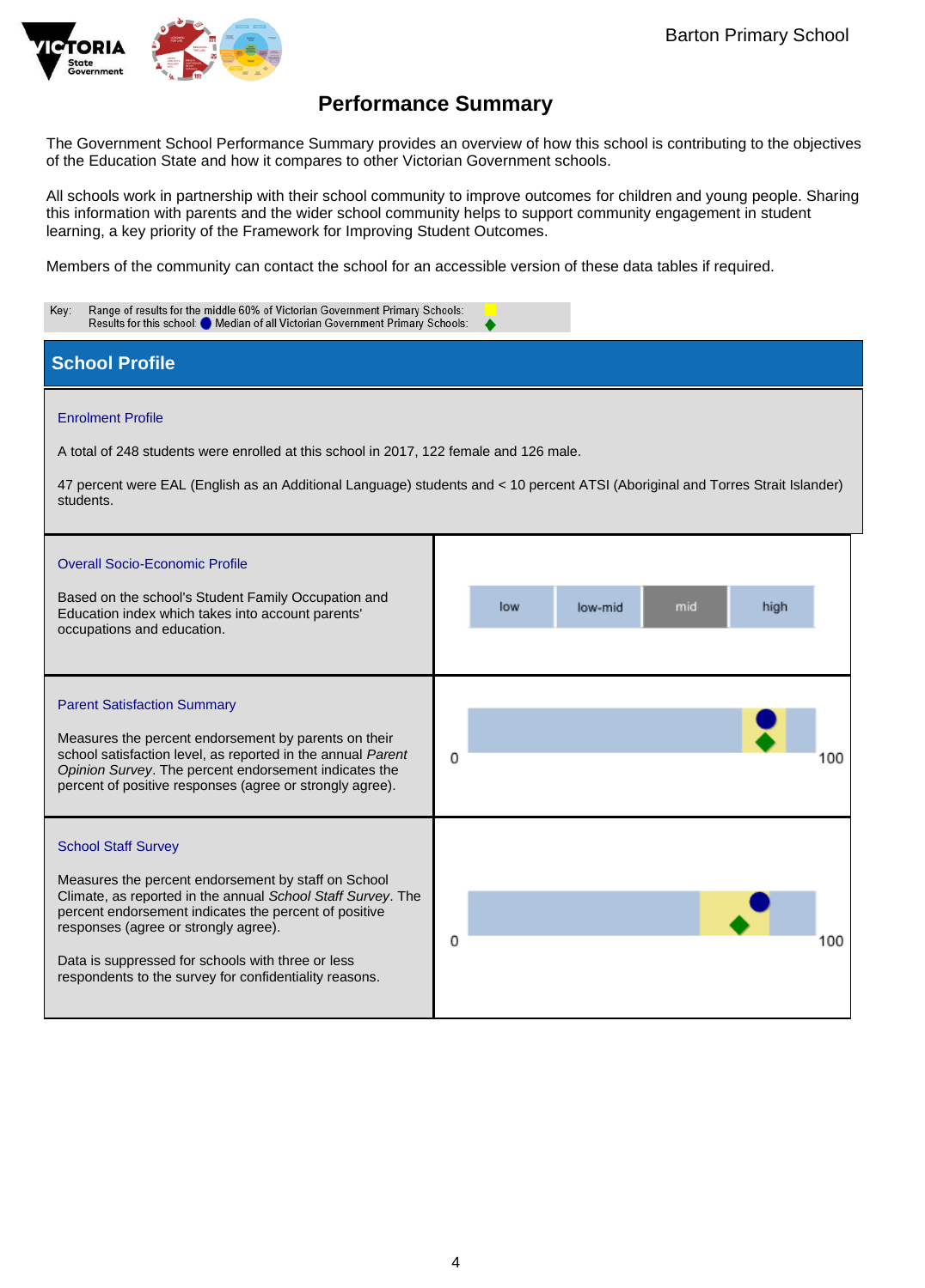# Performance Summary

The Government School Performance Summary provides an overview of how this school is contributing to the objectives of the Education State and how it compares to other Victorian Government schools.

All schools work in partnership with their school community to improve outcomes for children and young people. Sharing this information with parents and the wider school community helps to support community engagement in student learning, a key priority of the Framework for Improving Student Outcomes.

Members of the community can contact the school for an accessible version of these data tables if required.

Key: Range of results for the middle 60% of Victorian Government Primary Schools: (yellow)
Results for this school: (blue circle) Median of all Victorian Government Primary Schools: (green diamond)

## School Profile

### Enrolment Profile

A total of 248 students were enrolled at this school in 2017, 122 female and 126 male.

47 percent were EAL (English as an Additional Language) students and < 10 percent ATSI (Aboriginal and Torres Strait Islander) students.

### Overall Socio-Economic Profile

Based on the school's Student Family Occupation and Education index which takes into account parents' occupations and education.

| low | low-mid | mid | high |
|---|---|---|---|

### Parent Satisfaction Summary

Measures the percent endorsement by parents on their school satisfaction level, as reported in the annual *Parent Opinion Survey*. The percent endorsement indicates the percent of positive responses (agree or strongly agree).

0 — 100

### School Staff Survey

Measures the percent endorsement by staff on School Climate, as reported in the annual *School Staff Survey*. The percent endorsement indicates the percent of positive responses (agree or strongly agree).

Data is suppressed for schools with three or less respondents to the survey for confidentiality reasons.

0 — 100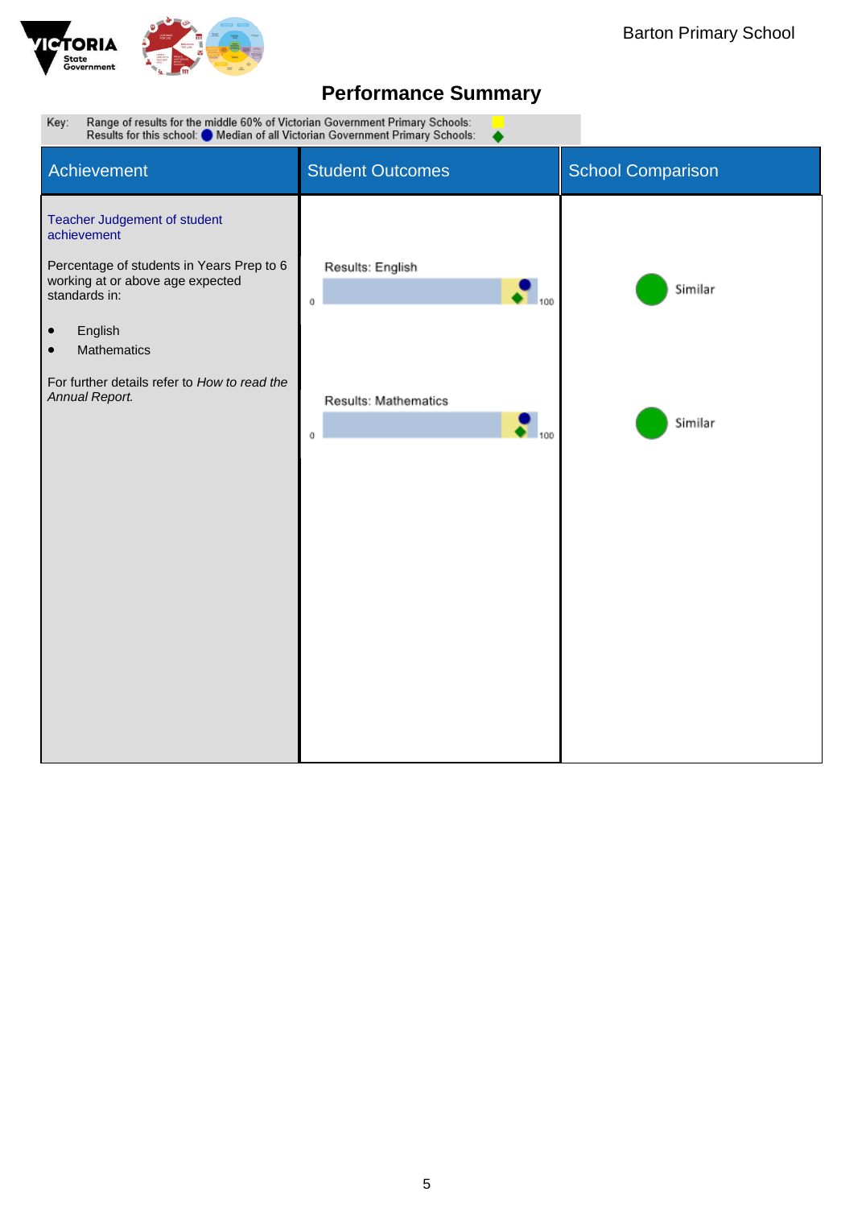Barton Primary School

# Performance Summary

Key: Range of results for the middle 60% of Victorian Government Primary Schools: (yellow)
Results for this school: ● Median of all Victorian Government Primary Schools: ◆

| Achievement | Student Outcomes | School Comparison |
|---|---|---|
| Teacher Judgement of student achievement<br><br>Percentage of students in Years Prep to 6 working at or above age expected standards in:<br><br>• English<br>• Mathematics<br><br>For further details refer to *How to read the Annual Report.* | Results: English (0–100) | Similar |
| | Results: Mathematics (0–100) | Similar |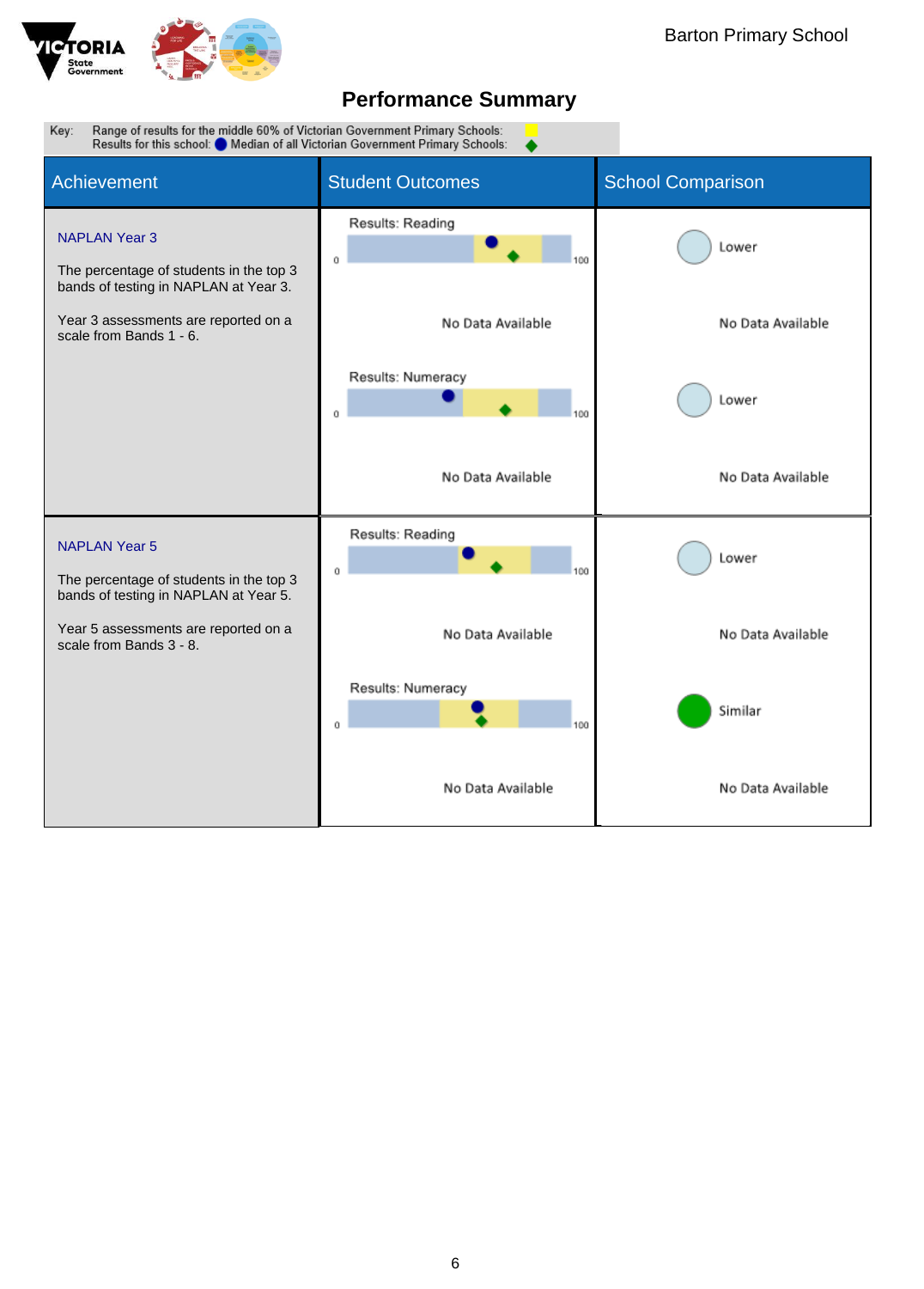# Performance Summary

Key: Range of results for the middle 60% of Victorian Government Primary Schools: (yellow)
Results for this school: ● Median of all Victorian Government Primary Schools: ◆

| Achievement | Student Outcomes | School Comparison |
|---|---|---|
| **NAPLAN Year 3**<br><br>The percentage of students in the top 3 bands of testing in NAPLAN at Year 3.<br><br>Year 3 assessments are reported on a scale from Bands 1 - 6. | Results: Reading (scale 0–100) | Lower |
| | No Data Available | No Data Available |
| | Results: Numeracy (scale 0–100) | Lower |
| | No Data Available | No Data Available |
| **NAPLAN Year 5**<br><br>The percentage of students in the top 3 bands of testing in NAPLAN at Year 5.<br><br>Year 5 assessments are reported on a scale from Bands 3 - 8. | Results: Reading (scale 0–100) | Lower |
| | No Data Available | No Data Available |
| | Results: Numeracy (scale 0–100) | Similar |
| | No Data Available | No Data Available |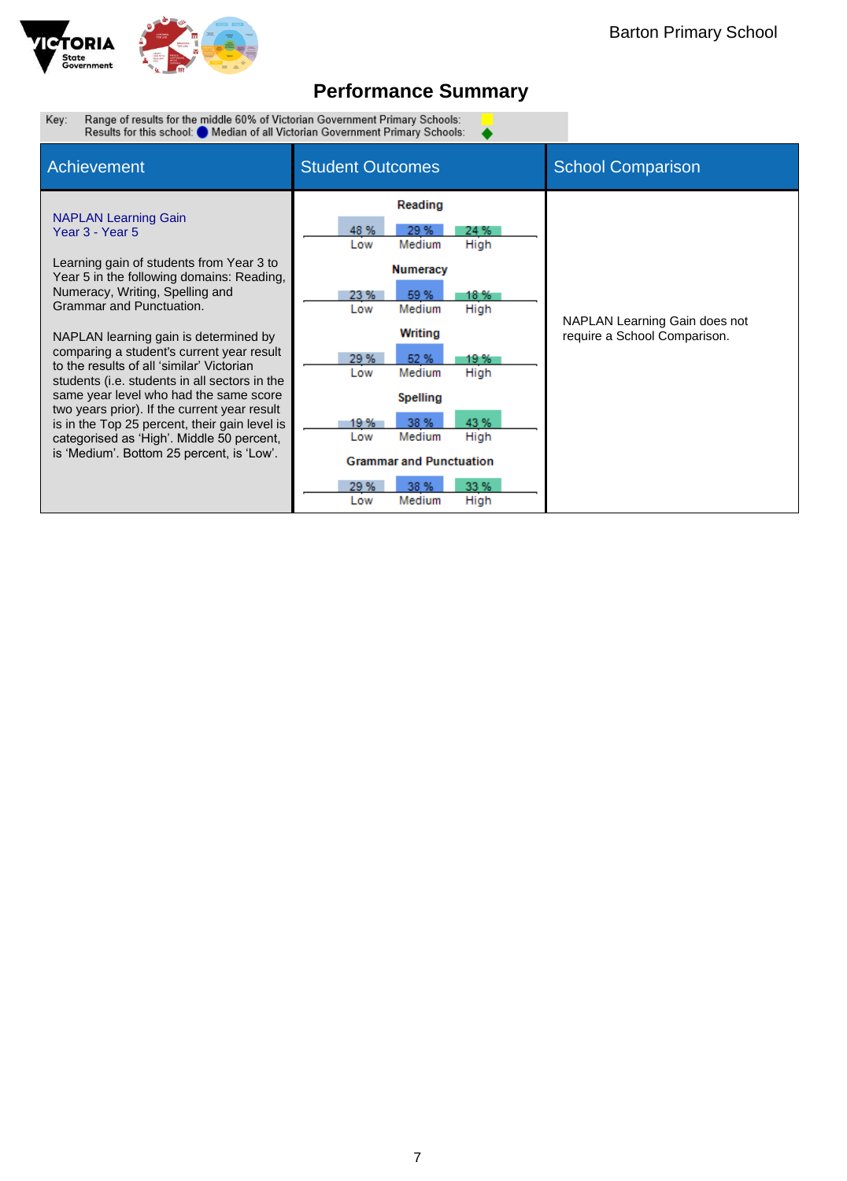Barton Primary School

# Performance Summary

Key: Range of results for the middle 60% of Victorian Government Primary Schools: (yellow)
Results for this school: ● Median of all Victorian Government Primary Schools: ◆

| Achievement | Student Outcomes | School Comparison |
|---|---|---|
| **NAPLAN Learning Gain**<br>**Year 3 - Year 5**<br><br>Learning gain of students from Year 3 to Year 5 in the following domains: Reading, Numeracy, Writing, Spelling and Grammar and Punctuation.<br><br>NAPLAN learning gain is determined by comparing a student's current year result to the results of all 'similar' Victorian students (i.e. students in all sectors in the same year level who had the same score two years prior). If the current year result is in the Top 25 percent, their gain level is categorised as 'High'. Middle 50 percent, is 'Medium'. Bottom 25 percent, is 'Low'. | **Reading**<br>Low 48 % · Medium 29 % · High 24 %<br><br>**Numeracy**<br>Low 23 % · Medium 59 % · High 18 %<br><br>**Writing**<br>Low 29 % · Medium 52 % · High 19 %<br><br>**Spelling**<br>Low 19 % · Medium 38 % · High 43 %<br><br>**Grammar and Punctuation**<br>Low 29 % · Medium 38 % · High 33 % | NAPLAN Learning Gain does not require a School Comparison. |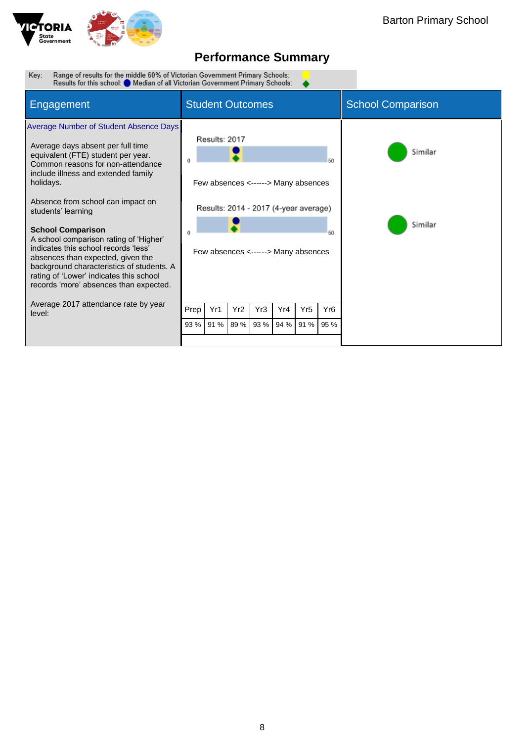Barton Primary School

# Performance Summary

Key: Range of results for the middle 60% of Victorian Government Primary Schools:
Results for this school: ● Median of all Victorian Government Primary Schools: ◆

| Engagement | Student Outcomes | School Comparison |
|---|---|---|
| **Average Number of Student Absence Days**<br><br>Average days absent per full time equivalent (FTE) student per year. Common reasons for non-attendance include illness and extended family holidays.<br><br>Absence from school can impact on students' learning<br><br>**School Comparison**<br>A school comparison rating of 'Higher' indicates this school records 'less' absences than expected, given the background characteristics of students. A rating of 'Lower' indicates this school records 'more' absences than expected. | Results: 2017<br>0 – 50<br>Few absences <------> Many absences<br><br>Results: 2014 - 2017 (4-year average)<br>0 – 50<br>Few absences <------> Many absences | Similar<br><br>Similar |

Average 2017 attendance rate by year level:

| Prep | Yr1 | Yr2 | Yr3 | Yr4 | Yr5 | Yr6 |
|---|---|---|---|---|---|---|
| 93 % | 91 % | 89 % | 93 % | 94 % | 91 % | 95 % |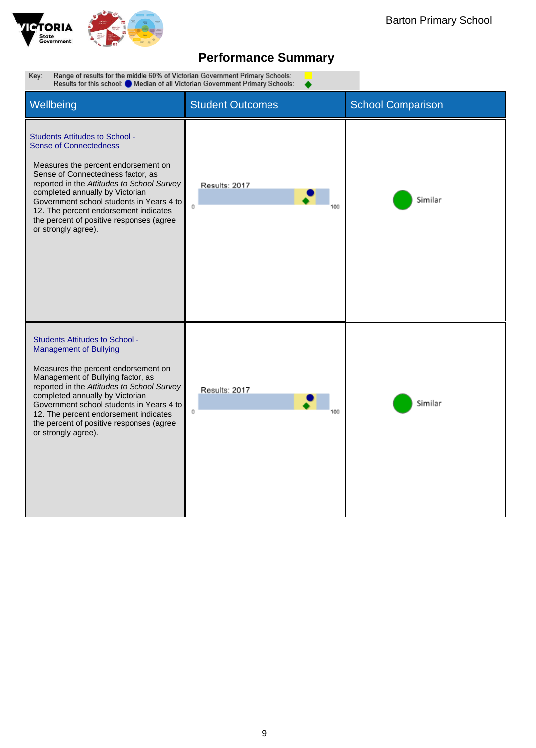Barton Primary School

# Performance Summary

Key: Range of results for the middle 60% of Victorian Government Primary Schools: (yellow)
Results for this school: ● Median of all Victorian Government Primary Schools: ◆

| Wellbeing | Student Outcomes | School Comparison |
|---|---|---|
| **Students Attitudes to School - Sense of Connectedness**<br><br>Measures the percent endorsement on Sense of Connectedness factor, as reported in the *Attitudes to School Survey* completed annually by Victorian Government school students in Years 4 to 12. The percent endorsement indicates the percent of positive responses (agree or strongly agree). | Results: 2017<br>0 – 100 | Similar |
| **Students Attitudes to School - Management of Bullying**<br><br>Measures the percent endorsement on Management of Bullying factor, as reported in the *Attitudes to School Survey* completed annually by Victorian Government school students in Years 4 to 12. The percent endorsement indicates the percent of positive responses (agree or strongly agree). | Results: 2017<br>0 – 100 | Similar |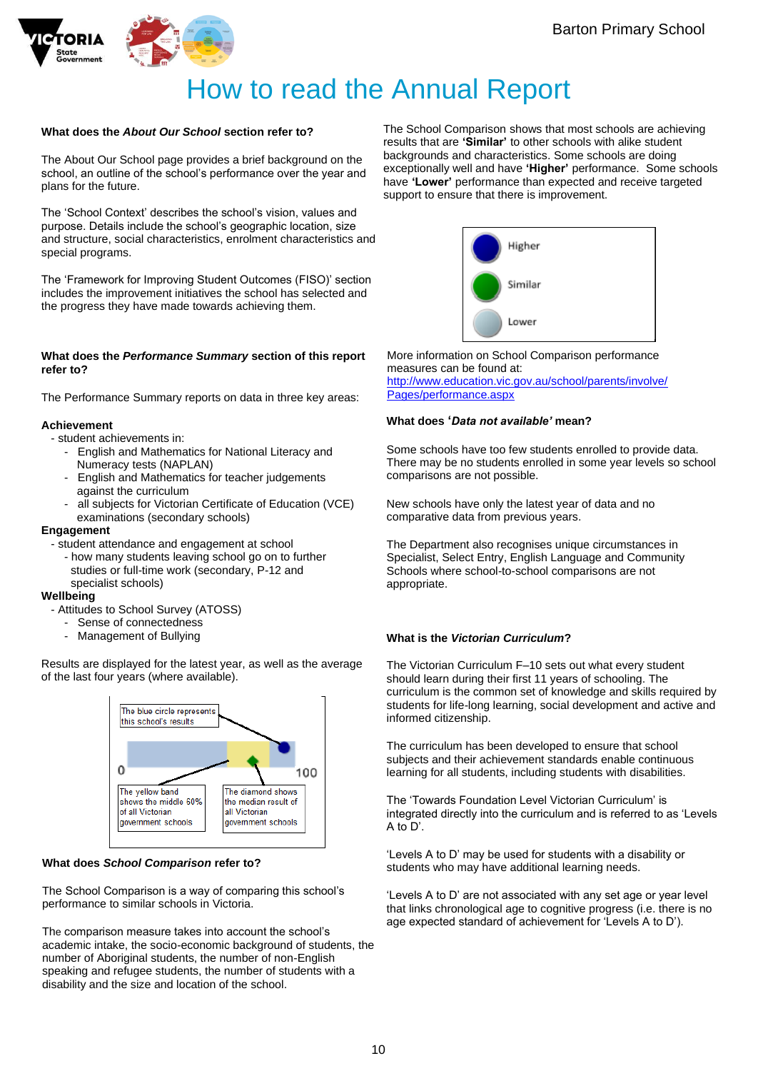# How to read the Annual Report

**What does the *About Our School* section refer to?**

The About Our School page provides a brief background on the school, an outline of the school's performance over the year and plans for the future.

The 'School Context' describes the school's vision, values and purpose. Details include the school's geographic location, size and structure, social characteristics, enrolment characteristics and special programs.

The 'Framework for Improving Student Outcomes (FISO)' section includes the improvement initiatives the school has selected and the progress they have made towards achieving them.

**What does the *Performance Summary* section of this report refer to?**

The Performance Summary reports on data in three key areas:

**Achievement**
- student achievements in:
  - English and Mathematics for National Literacy and Numeracy tests (NAPLAN)
  - English and Mathematics for teacher judgements against the curriculum
  - all subjects for Victorian Certificate of Education (VCE) examinations (secondary schools)

**Engagement**
- student attendance and engagement at school
  - how many students leaving school go on to further studies or full-time work (secondary, P-12 and specialist schools)

**Wellbeing**
- Attitudes to School Survey (ATOSS)
  - Sense of connectedness
  - Management of Bullying

Results are displayed for the latest year, as well as the average of the last four years (where available).

The blue circle represents this school's results

The yellow band shows the middle 60% of all Victorian government schools

The diamond shows the median result of all Victorian government schools

0 — 100

**What does *School Comparison* refer to?**

The School Comparison is a way of comparing this school's performance to similar schools in Victoria.

The comparison measure takes into account the school's academic intake, the socio-economic background of students, the number of Aboriginal students, the number of non-English speaking and refugee students, the number of students with a disability and the size and location of the school.

The School Comparison shows that most schools are achieving results that are **'Similar'** to other schools with alike student backgrounds and characteristics. Some schools are doing exceptionally well and have **'Higher'** performance. Some schools have **'Lower'** performance than expected and receive targeted support to ensure that there is improvement.

Higher

Similar

Lower

More information on School Comparison performance measures can be found at:
http://www.education.vic.gov.au/school/parents/involve/Pages/performance.aspx

**What does '*Data not available*' mean?**

Some schools have too few students enrolled to provide data. There may be no students enrolled in some year levels so school comparisons are not possible.

New schools have only the latest year of data and no comparative data from previous years.

The Department also recognises unique circumstances in Specialist, Select Entry, English Language and Community Schools where school-to-school comparisons are not appropriate.

**What is the *Victorian Curriculum*?**

The Victorian Curriculum F–10 sets out what every student should learn during their first 11 years of schooling. The curriculum is the common set of knowledge and skills required by students for life-long learning, social development and active and informed citizenship.

The curriculum has been developed to ensure that school subjects and their achievement standards enable continuous learning for all students, including students with disabilities.

The 'Towards Foundation Level Victorian Curriculum' is integrated directly into the curriculum and is referred to as 'Levels A to D'.

'Levels A to D' may be used for students with a disability or students who may have additional learning needs.

'Levels A to D' are not associated with any set age or year level that links chronological age to cognitive progress (i.e. there is no age expected standard of achievement for 'Levels A to D').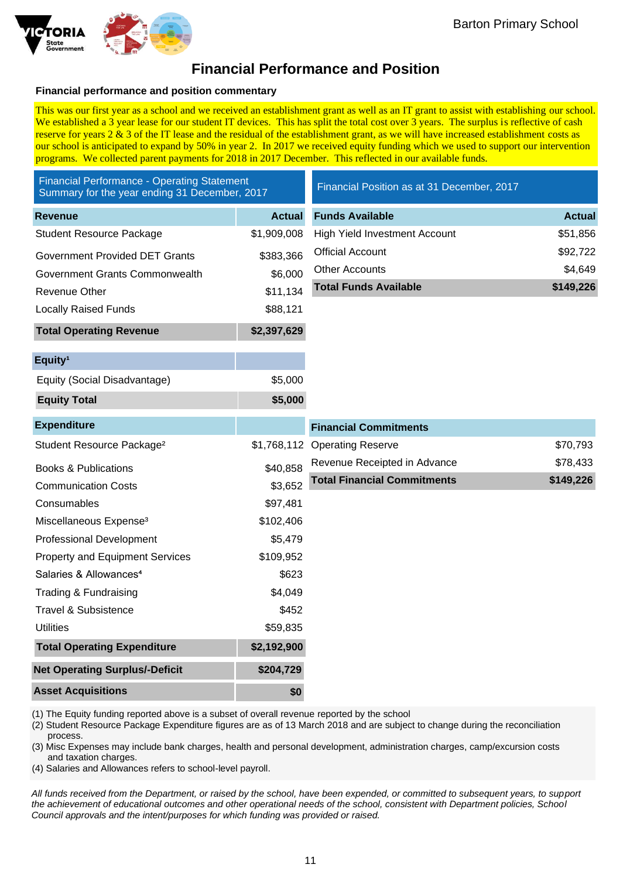# Financial Performance and Position

### Financial performance and position commentary

This was our first year as a school and we received an establishment grant as well as an IT grant to assist with establishing our school. We established a 3 year lease for our student IT devices. This has split the total cost over 3 years. The surplus is reflective of cash reserve for years 2 & 3 of the IT lease and the residual of the establishment grant, as we will have increased establishment costs as our school is anticipated to expand by 50% in year 2. In 2017 we received equity funding which we used to support our intervention programs. We collected parent payments for 2018 in 2017 December. This reflected in our available funds.

**Financial Performance - Operating Statement Summary for the year ending 31 December, 2017**

| Revenue | Actual |
|---|---|
| Student Resource Package | $1,909,008 |
| Government Provided DET Grants | $383,366 |
| Government Grants Commonwealth | $6,000 |
| Revenue Other | $11,134 |
| Locally Raised Funds | $88,121 |
| **Total Operating Revenue** | **$2,397,629** |

| Equity[1] | |
|---|---|
| Equity (Social Disadvantage) | $5,000 |
| **Equity Total** | **$5,000** |

| Expenditure | |
|---|---|
| Student Resource Package[2] | $1,768,112 |
| Books & Publications | $40,858 |
| Communication Costs | $3,652 |
| Consumables | $97,481 |
| Miscellaneous Expense[3] | $102,406 |
| Professional Development | $5,479 |
| Property and Equipment Services | $109,952 |
| Salaries & Allowances[4] | $623 |
| Trading & Fundraising | $4,049 |
| Travel & Subsistence | $452 |
| Utilities | $59,835 |
| **Total Operating Expenditure** | **$2,192,900** |
| **Net Operating Surplus/-Deficit** | **$204,729** |
| **Asset Acquisitions** | **$0** |

**Financial Position as at 31 December, 2017**

| Funds Available | Actual |
|---|---|
| High Yield Investment Account | $51,856 |
| Official Account | $92,722 |
| Other Accounts | $4,649 |
| **Total Funds Available** | **$149,226** |

| Financial Commitments | |
|---|---|
| Operating Reserve | $70,793 |
| Revenue Receipted in Advance | $78,433 |
| **Total Financial Commitments** | **$149,226** |

(1) The Equity funding reported above is a subset of overall revenue reported by the school
(2) Student Resource Package Expenditure figures are as of 13 March 2018 and are subject to change during the reconciliation process.
(3) Misc Expenses may include bank charges, health and personal development, administration charges, camp/excursion costs and taxation charges.
(4) Salaries and Allowances refers to school-level payroll.

*All funds received from the Department, or raised by the school, have been expended, or committed to subsequent years, to support the achievement of educational outcomes and other operational needs of the school, consistent with Department policies, School Council approvals and the intent/purposes for which funding was provided or raised.*